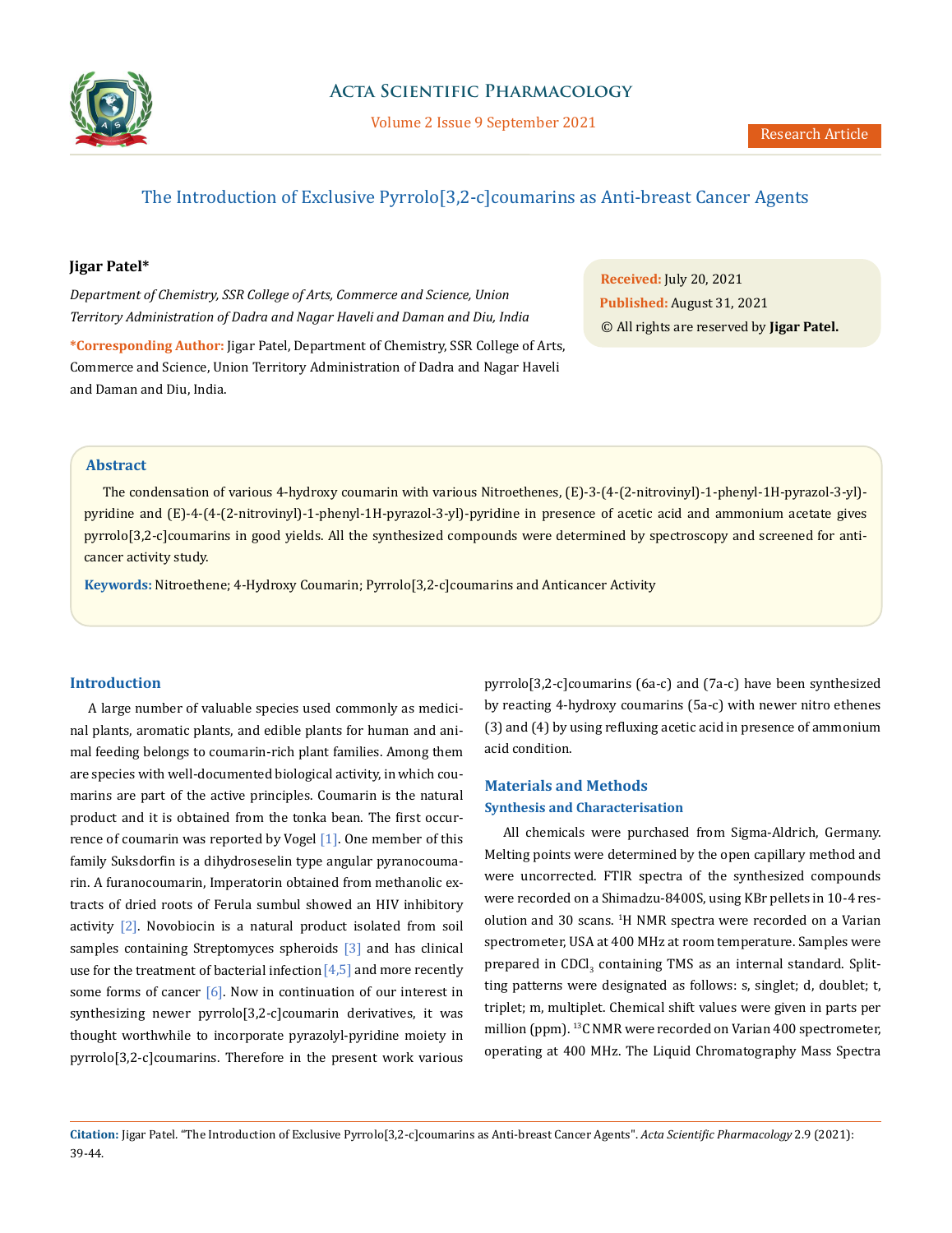# The Introduction of Exclusive Pyrrolo[3,2-c]coumarins as Anti-breast Cancer Agents

**Jigar Patel***

*Department of Chemistry, SSR College of Arts, Commerce and Science, Union Territory Administration of Dadra and Nagar Haveli and Daman and Diu, India*

***Corresponding Author:** Jigar Patel, Department of Chemistry, SSR College of Arts, Commerce and Science, Union Territory Administration of Dadra and Nagar Haveli and Daman and Diu, India.

**Received:** July 20, 2021
**Published:** August 31, 2021
© All rights are reserved by **Jigar Patel.**

## Abstract

The condensation of various 4-hydroxy coumarin with various Nitroethenes, (E)-3-(4-(2-nitrovinyl)-1-phenyl-1H-pyrazol-3-yl)-pyridine and (E)-4-(4-(2-nitrovinyl)-1-phenyl-1H-pyrazol-3-yl)-pyridine in presence of acetic acid and ammonium acetate gives pyrrolo[3,2-c]coumarins in good yields. All the synthesized compounds were determined by spectroscopy and screened for anti-cancer activity study.

**Keywords:** Nitroethene; 4-Hydroxy Coumarin; Pyrrolo[3,2-c]coumarins and Anticancer Activity

## Introduction

A large number of valuable species used commonly as medicinal plants, aromatic plants, and edible plants for human and animal feeding belongs to coumarin-rich plant families. Among them are species with well-documented biological activity, in which coumarins are part of the active principles. Coumarin is the natural product and it is obtained from the tonka bean. The first occurrence of coumarin was reported by Vogel [1]. One member of this family Suksdorfin is a dihydroseselin type angular pyranocoumarin. A furanocoumarin, Imperatorin obtained from methanolic extracts of dried roots of Ferula sumbul showed an HIV inhibitory activity [2]. Novobiocin is a natural product isolated from soil samples containing Streptomyces spheroids [3] and has clinical use for the treatment of bacterial infection [4,5] and more recently some forms of cancer [6]. Now in continuation of our interest in synthesizing newer pyrrolo[3,2-c]coumarin derivatives, it was thought worthwhile to incorporate pyrazolyl-pyridine moiety in pyrrolo[3,2-c]coumarins. Therefore in the present work various pyrrolo[3,2-c]coumarins (6a-c) and (7a-c) have been synthesized by reacting 4-hydroxy coumarins (5a-c) with newer nitro ethenes (3) and (4) by using refluxing acetic acid in presence of ammonium acid condition.

## Materials and Methods

### Synthesis and Characterisation

All chemicals were purchased from Sigma-Aldrich, Germany. Melting points were determined by the open capillary method and were uncorrected. FTIR spectra of the synthesized compounds were recorded on a Shimadzu-8400S, using KBr pellets in 10-4 resolution and 30 scans. $^{1}$H NMR spectra were recorded on a Varian spectrometer, USA at 400 MHz at room temperature. Samples were prepared in $CDCl_3$ containing TMS as an internal standard. Splitting patterns were designated as follows: s, singlet; d, doublet; t, triplet; m, multiplet. Chemical shift values were given in parts per million (ppm). $^{13}$C NMR were recorded on Varian 400 spectrometer, operating at 400 MHz. The Liquid Chromatography Mass Spectra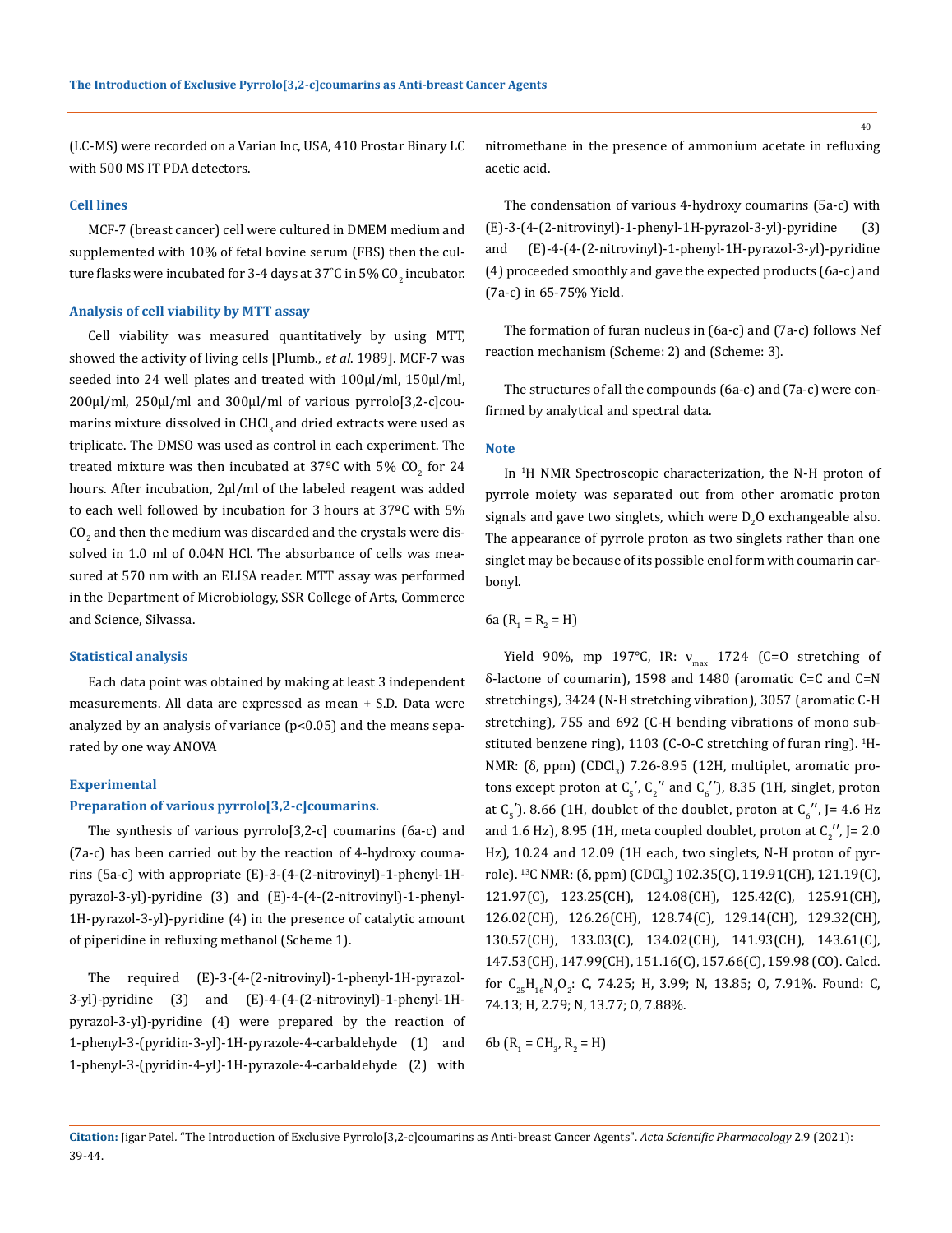(LC-MS) were recorded on a Varian Inc, USA, 410 Prostar Binary LC with 500 MS IT PDA detectors.

### Cell lines

MCF-7 (breast cancer) cell were cultured in DMEM medium and supplemented with 10% of fetal bovine serum (FBS) then the culture flasks were incubated for 3-4 days at 37˚C in 5% $CO_2$ incubator.

### Analysis of cell viability by MTT assay

Cell viability was measured quantitatively by using MTT, showed the activity of living cells [Plumb., *et al*. 1989]. MCF-7 was seeded into 24 well plates and treated with 100µl/ml, 150µl/ml, 200µl/ml, 250µl/ml and 300µl/ml of various pyrrolo[3,2-c]coumarins mixture dissolved in $CHCl_3$ and dried extracts were used as triplicate. The DMSO was used as control in each experiment. The treated mixture was then incubated at 37ºC with 5% $CO_2$ for 24 hours. After incubation, 2µl/ml of the labeled reagent was added to each well followed by incubation for 3 hours at 37ºC with 5% $CO_2$ and then the medium was discarded and the crystals were dissolved in 1.0 ml of 0.04N HCl. The absorbance of cells was measured at 570 nm with an ELISA reader. MTT assay was performed in the Department of Microbiology, SSR College of Arts, Commerce and Science, Silvassa.

### Statistical analysis

Each data point was obtained by making at least 3 independent measurements. All data are expressed as mean + S.D. Data were analyzed by an analysis of variance ($p<0.05$) and the means separated by one way ANOVA

## Experimental

### Preparation of various pyrrolo[3,2-c]coumarins.

The synthesis of various pyrrolo[3,2-c] coumarins (6a-c) and (7a-c) has been carried out by the reaction of 4-hydroxy coumarins (5a-c) with appropriate (E)-3-(4-(2-nitrovinyl)-1-phenyl-1H-pyrazol-3-yl)-pyridine (3) and (E)-4-(4-(2-nitrovinyl)-1-phenyl-1H-pyrazol-3-yl)-pyridine (4) in the presence of catalytic amount of piperidine in refluxing methanol (Scheme 1).

The required (E)-3-(4-(2-nitrovinyl)-1-phenyl-1H-pyrazol-3-yl)-pyridine (3) and (E)-4-(4-(2-nitrovinyl)-1-phenyl-1H-pyrazol-3-yl)-pyridine (4) were prepared by the reaction of 1-phenyl-3-(pyridin-3-yl)-1H-pyrazole-4-carbaldehyde (1) and 1-phenyl-3-(pyridin-4-yl)-1H-pyrazole-4-carbaldehyde (2) with nitromethane in the presence of ammonium acetate in refluxing acetic acid.

The condensation of various 4-hydroxy coumarins (5a-c) with (E)-3-(4-(2-nitrovinyl)-1-phenyl-1H-pyrazol-3-yl)-pyridine (3) and (E)-4-(4-(2-nitrovinyl)-1-phenyl-1H-pyrazol-3-yl)-pyridine (4) proceeded smoothly and gave the expected products (6a-c) and (7a-c) in 65-75% Yield.

The formation of furan nucleus in (6a-c) and (7a-c) follows Nef reaction mechanism (Scheme: 2) and (Scheme: 3).

The structures of all the compounds (6a-c) and (7a-c) were confirmed by analytical and spectral data.

### Note

In $^1$H NMR Spectroscopic characterization, the N-H proton of pyrrole moiety was separated out from other aromatic proton signals and gave two singlets, which were $D_2O$ exchangeable also. The appearance of pyrrole proton as two singlets rather than one singlet may be because of its possible enol form with coumarin carbonyl.

6a ($R_1 = R_2 = H$)

Yield 90%, mp 197°C, IR: $\nu_{max}$ 1724 (C=O stretching of δ-lactone of coumarin), 1598 and 1480 (aromatic C=C and C=N stretchings), 3424 (N-H stretching vibration), 3057 (aromatic C-H stretching), 755 and 692 (C-H bending vibrations of mono substituted benzene ring), 1103 (C-O-C stretching of furan ring). $^1$H-NMR: (δ, ppm) ($CDCl_3$) 7.26-8.95 (12H, multiplet, aromatic protons except proton at $C_5'$, $C_2''$ and $C_6''$), 8.35 (1H, singlet, proton at $C_5'$). 8.66 (1H, doublet of the doublet, proton at $C_6''$, J= 4.6 Hz and 1.6 Hz), 8.95 (1H, meta coupled doublet, proton at $C_2''$, J= 2.0 Hz), 10.24 and 12.09 (1H each, two singlets, N-H proton of pyrrole). $^{13}$C NMR: (δ, ppm) ($CDCl_3$) 102.35(C), 119.91(CH), 121.19(C), 121.97(C), 123.25(CH), 124.08(CH), 125.42(C), 125.91(CH), 126.02(CH), 126.26(CH), 128.74(C), 129.14(CH), 129.32(CH), 130.57(CH), 133.03(C), 134.02(CH), 141.93(CH), 143.61(C), 147.53(CH), 147.99(CH), 151.16(C), 157.66(C), 159.98 (CO). Calcd. for $C_{25}H_{16}N_4O_2$: C, 74.25; H, 3.99; N, 13.85; O, 7.91%. Found: C, 74.13; H, 2.79; N, 13.77; O, 7.88%.

6b ($R_1 = CH_3$, $R_2 = H$)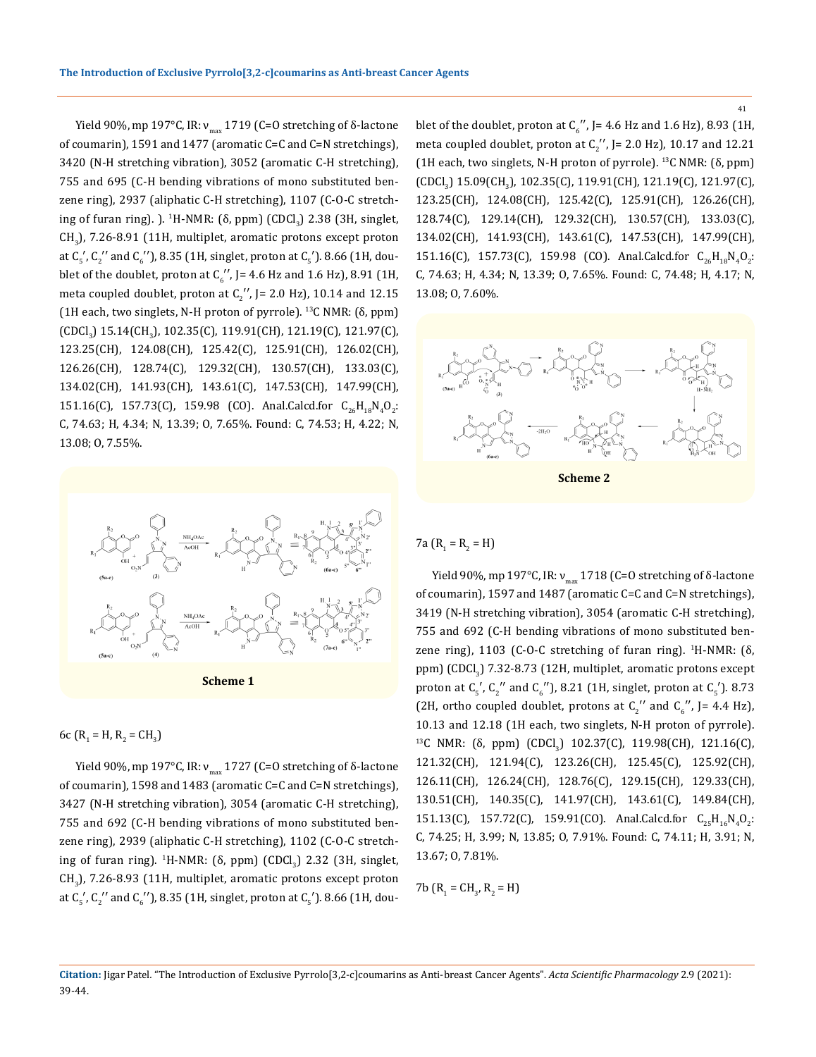Yield 90%, mp 197°C, IR: $\nu_{max}$ 1719 (C=O stretching of δ-lactone of coumarin), 1591 and 1477 (aromatic C=C and C=N stretchings), 3420 (N-H stretching vibration), 3052 (aromatic C-H stretching), 755 and 695 (C-H bending vibrations of mono substituted benzene ring), 2937 (aliphatic C-H stretching), 1107 (C-O-C stretching of furan ring). ). $^1$H-NMR: (δ, ppm) ($CDCl_3$) 2.38 (3H, singlet, $CH_3$), 7.26-8.91 (11H, multiplet, aromatic protons except proton at $C_5'$, $C_2''$ and $C_6''$), 8.35 (1H, singlet, proton at $C_5'$). 8.66 (1H, doublet of the doublet, proton at $C_6''$, J= 4.6 Hz and 1.6 Hz), 8.91 (1H, meta coupled doublet, proton at $C_2''$, J= 2.0 Hz), 10.14 and 12.15 (1H each, two singlets, N-H proton of pyrrole). $^{13}$C NMR: (δ, ppm) ($CDCl_3$) 15.14($CH_3$), 102.35(C), 119.91(CH), 121.19(C), 121.97(C), 123.25(CH), 124.08(CH), 125.42(C), 125.91(CH), 126.02(CH), 126.26(CH), 128.74(C), 129.32(CH), 130.57(CH), 133.03(C), 134.02(CH), 141.93(CH), 143.61(C), 147.53(CH), 147.99(CH), 151.16(C), 157.73(C), 159.98 (CO). Anal.Calcd.for $C_{26}H_{18}N_4O_2$: C, 74.63; H, 4.34; N, 13.39; O, 7.65%. Found: C, 74.53; H, 4.22; N, 13.08; O, 7.55%.

Scheme 1

6c ($R_1$ = H, $R_2$ = $CH_3$)

Yield 90%, mp 197°C, IR: $\nu_{max}$ 1727 (C=O stretching of δ-lactone of coumarin), 1598 and 1483 (aromatic C=C and C=N stretchings), 3427 (N-H stretching vibration), 3054 (aromatic C-H stretching), 755 and 692 (C-H bending vibrations of mono substituted benzene ring), 2939 (aliphatic C-H stretching), 1102 (C-O-C stretching of furan ring). $^1$H-NMR: (δ, ppm) ($CDCl_3$) 2.32 (3H, singlet, $CH_3$), 7.26-8.93 (11H, multiplet, aromatic protons except proton at $C_5'$, $C_2''$ and $C_6''$), 8.35 (1H, singlet, proton at $C_5'$). 8.66 (1H, doublet of the doublet, proton at $C_6''$, J= 4.6 Hz and 1.6 Hz), 8.93 (1H, meta coupled doublet, proton at $C_2''$, J= 2.0 Hz), 10.17 and 12.21 (1H each, two singlets, N-H proton of pyrrole). $^{13}$C NMR: (δ, ppm) ($CDCl_3$) 15.09($CH_3$), 102.35(C), 119.91(CH), 121.19(C), 121.97(C), 123.25(CH), 124.08(CH), 125.42(C), 125.91(CH), 126.26(CH), 128.74(C), 129.14(CH), 129.32(CH), 130.57(CH), 133.03(C), 134.02(CH), 141.93(CH), 143.61(C), 147.53(CH), 147.99(CH), 151.16(C), 157.73(C), 159.98 (CO). Anal.Calcd.for $C_{26}H_{18}N_4O_2$: C, 74.63; H, 4.34; N, 13.39; O, 7.65%. Found: C, 74.48; H, 4.17; N, 13.08; O, 7.60%.

Scheme 2

7a ($R_1$ = $R_2$ = H)

Yield 90%, mp 197°C, IR: $\nu_{max}$ 1718 (C=O stretching of δ-lactone of coumarin), 1597 and 1487 (aromatic C=C and C=N stretchings), 3419 (N-H stretching vibration), 3054 (aromatic C-H stretching), 755 and 692 (C-H bending vibrations of mono substituted benzene ring), 1103 (C-O-C stretching of furan ring). $^1$H-NMR: (δ, ppm) ($CDCl_3$) 7.32-8.73 (12H, multiplet, aromatic protons except proton at $C_5'$, $C_2''$ and $C_6''$), 8.21 (1H, singlet, proton at $C_5'$). 8.73 (2H, ortho coupled doublet, protons at $C_2''$ and $C_6''$, J= 4.4 Hz), 10.13 and 12.18 (1H each, two singlets, N-H proton of pyrrole). $^{13}$C NMR: (δ, ppm) ($CDCl_3$) 102.37(C), 119.98(CH), 121.16(C), 121.32(CH), 121.94(C), 123.26(CH), 125.45(C), 125.92(CH), 126.11(CH), 126.24(CH), 128.76(C), 129.15(CH), 129.33(CH), 130.51(CH), 140.35(C), 141.97(CH), 143.61(C), 149.84(CH), 151.13(C), 157.72(C), 159.91(CO). Anal.Calcd.for $C_{25}H_{16}N_4O_2$: C, 74.25; H, 3.99; N, 13.85; O, 7.91%. Found: C, 74.11; H, 3.91; N, 13.67; O, 7.81%.

7b ($R_1$ = $CH_3$, $R_2$ = H)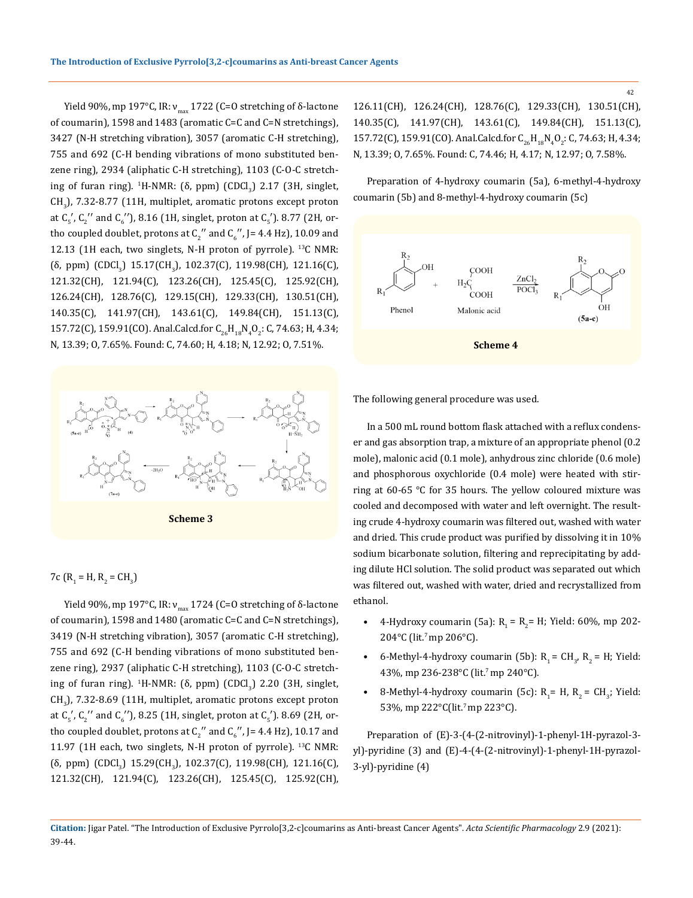Yield 90%, mp 197°C, IR: $\nu_{max}$ 1722 (C=O stretching of δ-lactone of coumarin), 1598 and 1483 (aromatic C=C and C=N stretchings), 3427 (N-H stretching vibration), 3057 (aromatic C-H stretching), 755 and 692 (C-H bending vibrations of mono substituted benzene ring), 2934 (aliphatic C-H stretching), 1103 (C-O-C stretching of furan ring). $^1$H-NMR: (δ, ppm) ($CDCl_3$) 2.17 (3H, singlet, $CH_3$), 7.32-8.77 (11H, multiplet, aromatic protons except proton at $C_5'$, $C_2''$ and $C_6''$), 8.16 (1H, singlet, proton at $C_5'$). 8.77 (2H, ortho coupled doublet, protons at $C_2''$ and $C_6''$, J= 4.4 Hz), 10.09 and 12.13 (1H each, two singlets, N-H proton of pyrrole). $^{13}$C NMR: (δ, ppm) ($CDCl_3$) 15.17($CH_3$), 102.37(C), 119.98(CH), 121.16(C), 121.32(CH), 121.94(C), 123.26(CH), 125.45(C), 125.92(CH), 126.24(CH), 128.76(C), 129.15(CH), 129.33(CH), 130.51(CH), 140.35(C), 141.97(CH), 143.61(C), 149.84(CH), 151.13(C), 157.72(C), 159.91(CO). Anal.Calcd.for $C_{26}H_{18}N_4O_2$: C, 74.63; H, 4.34; N, 13.39; O, 7.65%. Found: C, 74.60; H, 4.18; N, 12.92; O, 7.51%.

Scheme 3

7c ($R_1$ = H, $R_2$ = $CH_3$)

Yield 90%, mp 197°C, IR: $\nu_{max}$ 1724 (C=O stretching of δ-lactone of coumarin), 1598 and 1480 (aromatic C=C and C=N stretchings), 3419 (N-H stretching vibration), 3057 (aromatic C-H stretching), 755 and 692 (C-H bending vibrations of mono substituted benzene ring), 2937 (aliphatic C-H stretching), 1103 (C-O-C stretching of furan ring). $^1$H-NMR: (δ, ppm) ($CDCl_3$) 2.20 (3H, singlet, $CH_3$), 7.32-8.69 (11H, multiplet, aromatic protons except proton at $C_5'$, $C_2''$ and $C_6''$), 8.25 (1H, singlet, proton at $C_5'$). 8.69 (2H, ortho coupled doublet, protons at $C_2''$ and $C_6''$, J= 4.4 Hz), 10.17 and 11.97 (1H each, two singlets, N-H proton of pyrrole). $^{13}$C NMR: (δ, ppm) ($CDCl_3$) 15.29($CH_3$), 102.37(C), 119.98(CH), 121.16(C), 121.32(CH), 121.94(C), 123.26(CH), 125.45(C), 125.92(CH), 126.11(CH), 126.24(CH), 128.76(C), 129.33(CH), 130.51(CH), 140.35(C), 141.97(CH), 143.61(C), 149.84(CH), 151.13(C), 157.72(C), 159.91(CO). Anal.Calcd.for $C_{26}H_{18}N_4O_2$: C, 74.63; H, 4.34; N, 13.39; O, 7.65%. Found: C, 74.46; H, 4.17; N, 12.97; O, 7.58%.

Preparation of 4-hydroxy coumarin (5a), 6-methyl-4-hydroxy coumarin (5b) and 8-methyl-4-hydroxy coumarin (5c)

Scheme 4

The following general procedure was used.

In a 500 mL round bottom flask attached with a reflux condenser and gas absorption trap, a mixture of an appropriate phenol (0.2 mole), malonic acid (0.1 mole), anhydrous zinc chloride (0.6 mole) and phosphorous oxychloride (0.4 mole) were heated with stirring at 60-65 °C for 35 hours. The yellow coloured mixture was cooled and decomposed with water and left overnight. The resulting crude 4-hydroxy coumarin was filtered out, washed with water and dried. This crude product was purified by dissolving it in 10% sodium bicarbonate solution, filtering and reprecipitating by adding dilute HCl solution. The solid product was separated out which was filtered out, washed with water, dried and recrystallized from ethanol.

- 4-Hydroxy coumarin (5a): $R_1$ = $R_2$= H; Yield: 60%, mp 202-204°C (lit.[7] mp 206°C).
- 6-Methyl-4-hydroxy coumarin (5b): $R_1$ = $CH_3$, $R_2$ = H; Yield: 43%, mp 236-238°C (lit.[7] mp 240°C).
- 8-Methyl-4-hydroxy coumarin (5c): $R_1$= H, $R_2$ = $CH_3$; Yield: 53%, mp 222°C(lit.[7] mp 223°C).

Preparation of (E)-3-(4-(2-nitrovinyl)-1-phenyl-1H-pyrazol-3-yl)-pyridine (3) and (E)-4-(4-(2-nitrovinyl)-1-phenyl-1H-pyrazol-3-yl)-pyridine (4)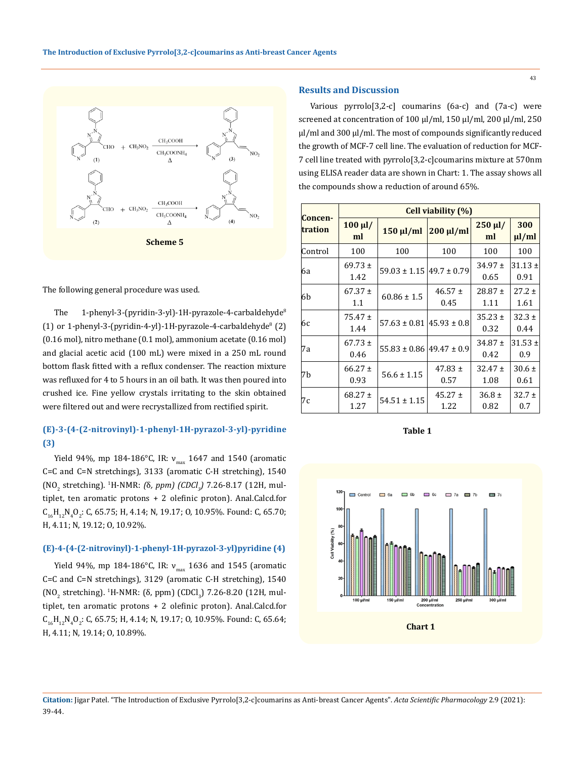Scheme 5

The following general procedure was used.

The 1-phenyl-3-(pyridin-3-yl)-1H-pyrazole-4-carbaldehyde[8] (1) or 1-phenyl-3-(pyridin-4-yl)-1H-pyrazole-4-carbaldehyde[8] (2) (0.16 mol), nitro methane (0.1 mol), ammonium acetate (0.16 mol) and glacial acetic acid (100 mL) were mixed in a 250 mL round bottom flask fitted with a reflux condenser. The reaction mixture was refluxed for 4 to 5 hours in an oil bath. It was then poured into crushed ice. Fine yellow crystals irritating to the skin obtained were filtered out and were recrystallized from rectified spirit.

### (E)-3-(4-(2-nitrovinyl)-1-phenyl-1H-pyrazol-3-yl)-pyridine (3)

Yield 94%, mp 184-186°C, IR: $\nu_{max}$ 1647 and 1540 (aromatic C=C and C=N stretchings), 3133 (aromatic C-H stretching), 1540 ($NO_2$ stretching). $^1$H-NMR: *(δ, ppm) ($CDCl_3$)* 7.26-8.17 (12H, multiplet, ten aromatic protons + 2 olefinic proton). Anal.Calcd.for $C_{16}H_{12}N_4O_2$: C, 65.75; H, 4.14; N, 19.17; O, 10.95%. Found: C, 65.70; H, 4.11; N, 19.12; O, 10.92%.

### (E)-4-(4-(2-nitrovinyl)-1-phenyl-1H-pyrazol-3-yl)pyridine (4)

Yield 94%, mp 184-186°C, IR: $\nu_{max}$ 1636 and 1545 (aromatic C=C and C=N stretchings), 3129 (aromatic C-H stretching), 1540 ($NO_2$ stretching). $^1$H-NMR: (δ, ppm) ($CDCl_3$) 7.26-8.20 (12H, multiplet, ten aromatic protons + 2 olefinic proton). Anal.Calcd.for $C_{16}H_{12}N_4O_2$: C, 65.75; H, 4.14; N, 19.17; O, 10.95%. Found: C, 65.64; H, 4.11; N, 19.14; O, 10.89%.

## Results and Discussion

Various pyrrolo[3,2-c] coumarins (6a-c) and (7a-c) were screened at concentration of 100 µl/ml, 150 µl/ml, 200 µl/ml, 250 µl/ml and 300 µl/ml. The most of compounds significantly reduced the growth of MCF-7 cell line. The evaluation of reduction for MCF-7 cell line treated with pyrrolo[3,2-c]coumarins mixture at 570nm using ELISA reader data are shown in Chart: 1. The assay shows all the compounds show a reduction of around 65%.

| Concentration | Cell viability (%) | | | | |
|---|---|---|---|---|---|
| | 100 µl/ml | 150 µl/ml | 200 µl/ml | 250 µl/ml | 300 µl/ml |
| Control | 100 | 100 | 100 | 100 | 100 |
| 6a | 69.73 ± 1.42 | 59.03 ± 1.15 | 49.7 ± 0.79 | 34.97 ± 0.65 | 31.13 ± 0.91 |
| 6b | 67.37 ± 1.1 | 60.86 ± 1.5 | 46.57 ± 0.45 | 28.87 ± 1.11 | 27.2 ± 1.61 |
| 6c | 75.47 ± 1.44 | 57.63 ± 0.81 | 45.93 ± 0.8 | 35.23 ± 0.32 | 32.3 ± 0.44 |
| 7a | 67.73 ± 0.46 | 55.83 ± 0.86 | 49.47 ± 0.9 | 34.87 ± 0.42 | 31.53 ± 0.9 |
| 7b | 66.27 ± 0.93 | 56.6 ± 1.15 | 47.83 ± 0.57 | 32.47 ± 1.08 | 30.6 ± 0.61 |
| 7c | 68.27 ± 1.27 | 54.51 ± 1.15 | 45.27 ± 1.22 | 36.8 ± 0.82 | 32.7 ± 0.7 |

Table 1

Control 6a 6b 6c 7a 7b 7c

Cell Viability (%)

120
100
80
60
40
20
0

100 µl/ml 150 µl/ml 200 µl/ml 250 µl/ml 300 µl/ml

Concentration

Chart 1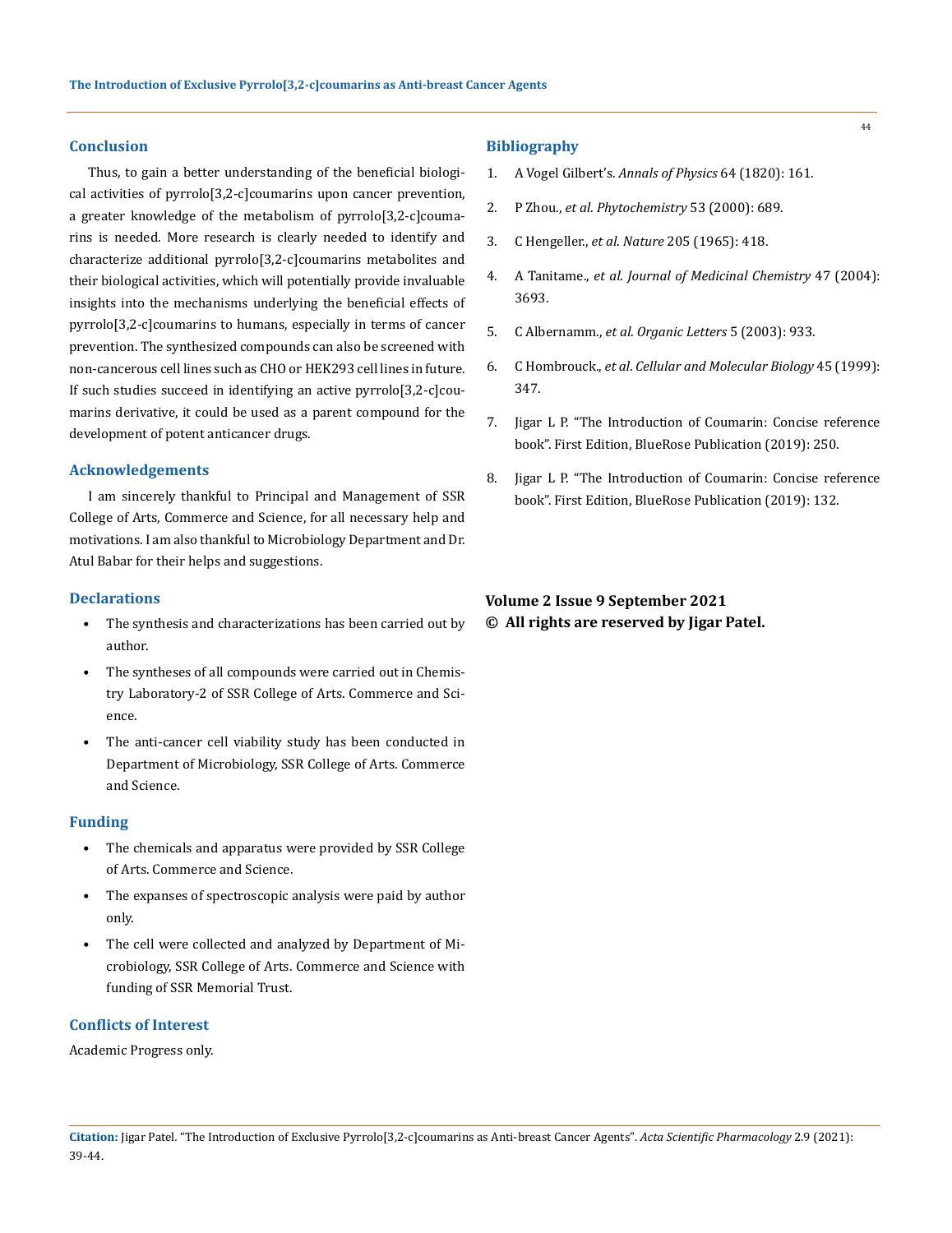## Conclusion

Thus, to gain a better understanding of the beneficial biological activities of pyrrolo[3,2-c]coumarins upon cancer prevention, a greater knowledge of the metabolism of pyrrolo[3,2-c]coumarins is needed. More research is clearly needed to identify and characterize additional pyrrolo[3,2-c]coumarins metabolites and their biological activities, which will potentially provide invaluable insights into the mechanisms underlying the beneficial effects of pyrrolo[3,2-c]coumarins to humans, especially in terms of cancer prevention. The synthesized compounds can also be screened with non-cancerous cell lines such as CHO or HEK293 cell lines in future. If such studies succeed in identifying an active pyrrolo[3,2-c]coumarins derivative, it could be used as a parent compound for the development of potent anticancer drugs.

## Acknowledgements

I am sincerely thankful to Principal and Management of SSR College of Arts, Commerce and Science, for all necessary help and motivations. I am also thankful to Microbiology Department and Dr. Atul Babar for their helps and suggestions.

## Declarations

- The synthesis and characterizations has been carried out by author.
- The syntheses of all compounds were carried out in Chemistry Laboratory-2 of SSR College of Arts. Commerce and Science.
- The anti-cancer cell viability study has been conducted in Department of Microbiology, SSR College of Arts. Commerce and Science.

## Funding

- The chemicals and apparatus were provided by SSR College of Arts. Commerce and Science.
- The expanses of spectroscopic analysis were paid by author only.
- The cell were collected and analyzed by Department of Microbiology, SSR College of Arts. Commerce and Science with funding of SSR Memorial Trust.

## Conflicts of Interest

Academic Progress only.

## Bibliography

1. A Vogel Gilbert's. *Annals of Physics* 64 (1820): 161.
2. P Zhou., *et al*. *Phytochemistry* 53 (2000): 689.
3. C Hengeller., *et al*. *Nature* 205 (1965): 418.
4. A Tanitame., *et al*. *Journal of Medicinal Chemistry* 47 (2004): 3693.
5. C Albernamm., *et al*. *Organic Letters* 5 (2003): 933.
6. C Hombrouck., *et al*. *Cellular and Molecular Biology* 45 (1999): 347.
7. Jigar L P. "The Introduction of Coumarin: Concise reference book". First Edition, BlueRose Publication (2019): 250.
8. Jigar L P. "The Introduction of Coumarin: Concise reference book". First Edition, BlueRose Publication (2019): 132.

**Volume 2 Issue 9 September 2021**
**© All rights are reserved by Jigar Patel.**